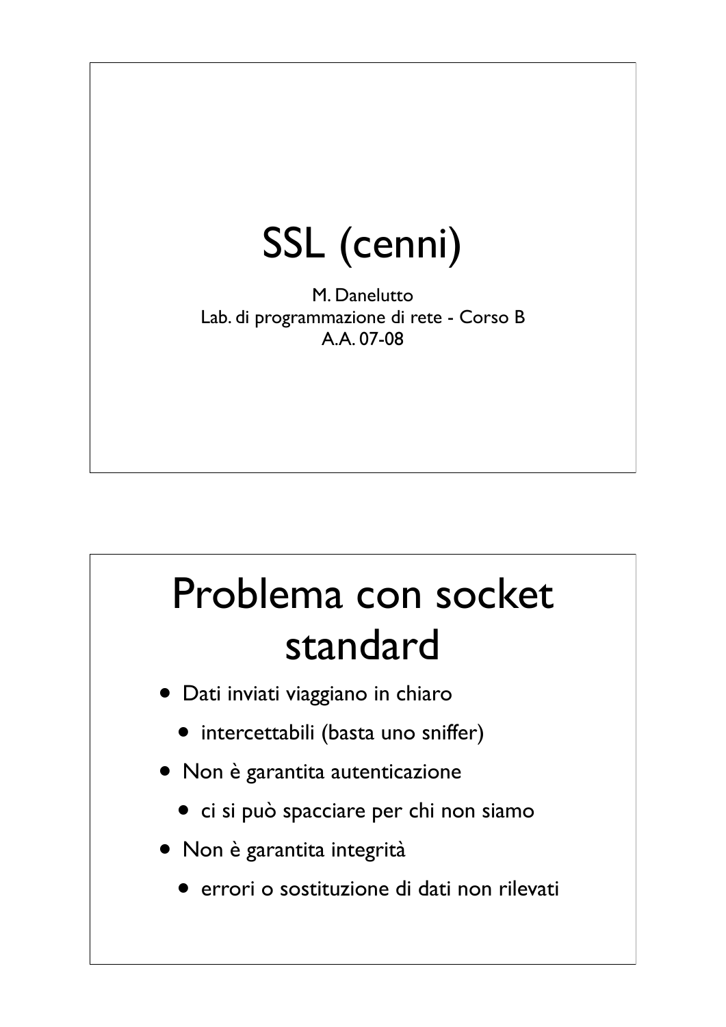# SSL (cenni)

M. Danelutto
Lab. di programmazione di rete - Corso B
A.A. 07-08

# Problema con socket standard

- Dati inviati viaggiano in chiaro
  - intercettabili (basta uno sniffer)
- Non è garantita autenticazione
  - ci si può spacciare per chi non siamo
- Non è garantita integrità
  - errori o sostituzione di dati non rilevati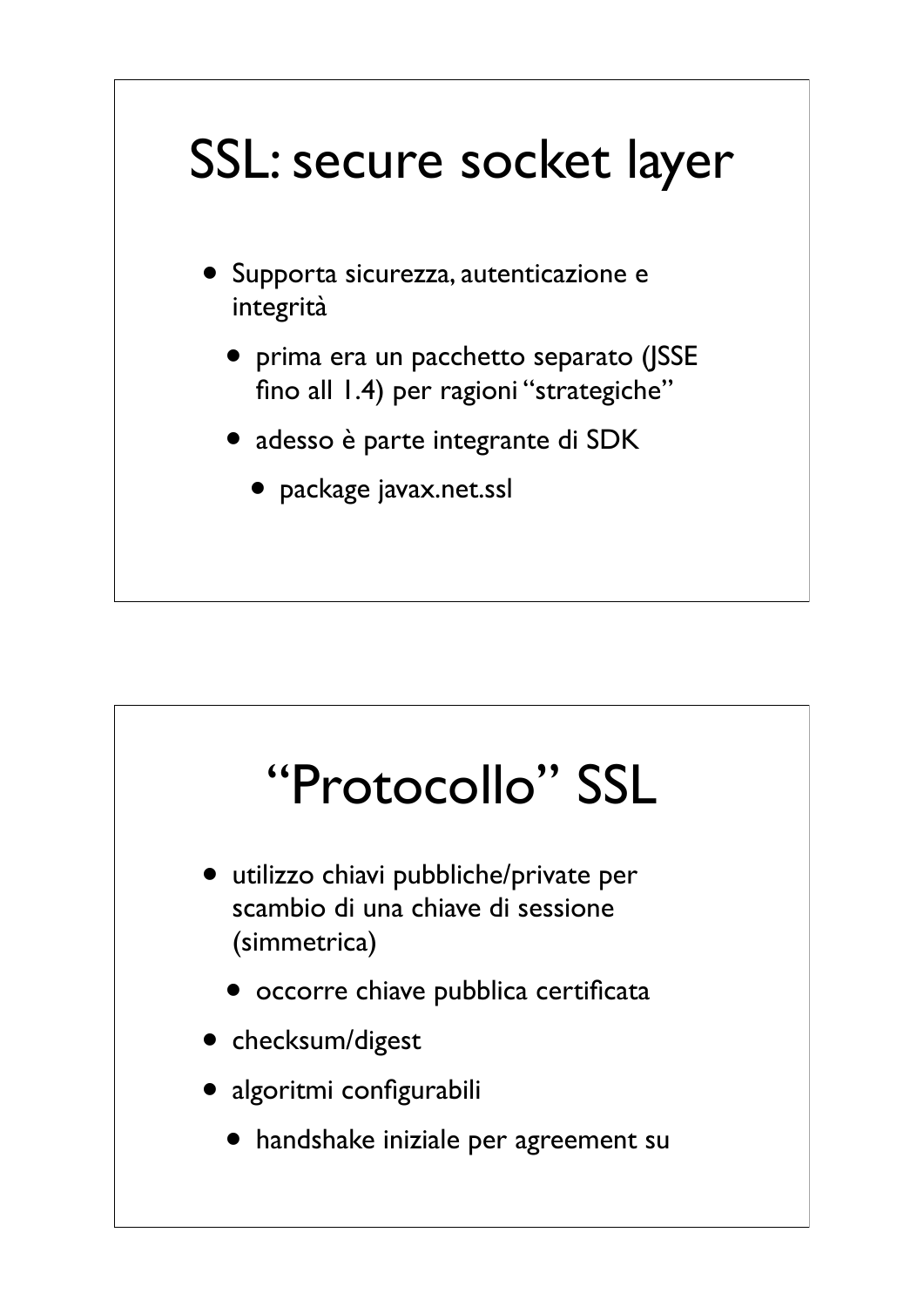# SSL: secure socket layer

- Supporta sicurezza, autenticazione e integrità
  - prima era un pacchetto separato (JSSE fino all 1.4) per ragioni "strategiche"
  - adesso è parte integrante di SDK
    - package javax.net.ssl

# "Protocollo" SSL

- utilizzo chiavi pubbliche/private per scambio di una chiave di sessione (simmetrica)
  - occorre chiave pubblica certificata
- checksum/digest
- algoritmi configurabili
  - handshake iniziale per agreement su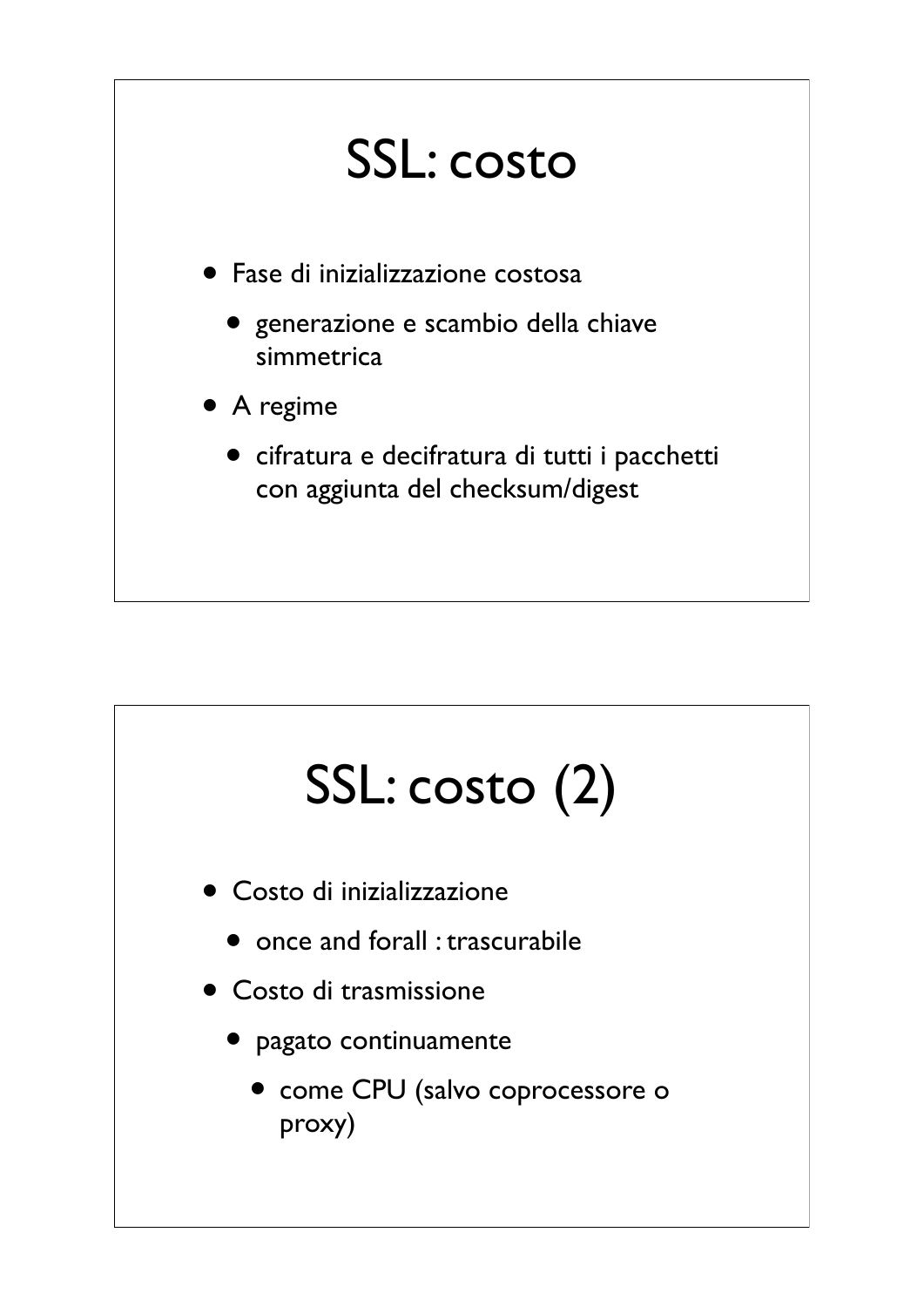# SSL: costo

- Fase di inizializzazione costosa
  - generazione e scambio della chiave simmetrica
- A regime
  - cifratura e decifratura di tutti i pacchetti con aggiunta del checksum/digest

# SSL: costo (2)

- Costo di inizializzazione
  - once and forall : trascurabile
- Costo di trasmissione
  - pagato continuamente
    - come CPU (salvo coprocessore o proxy)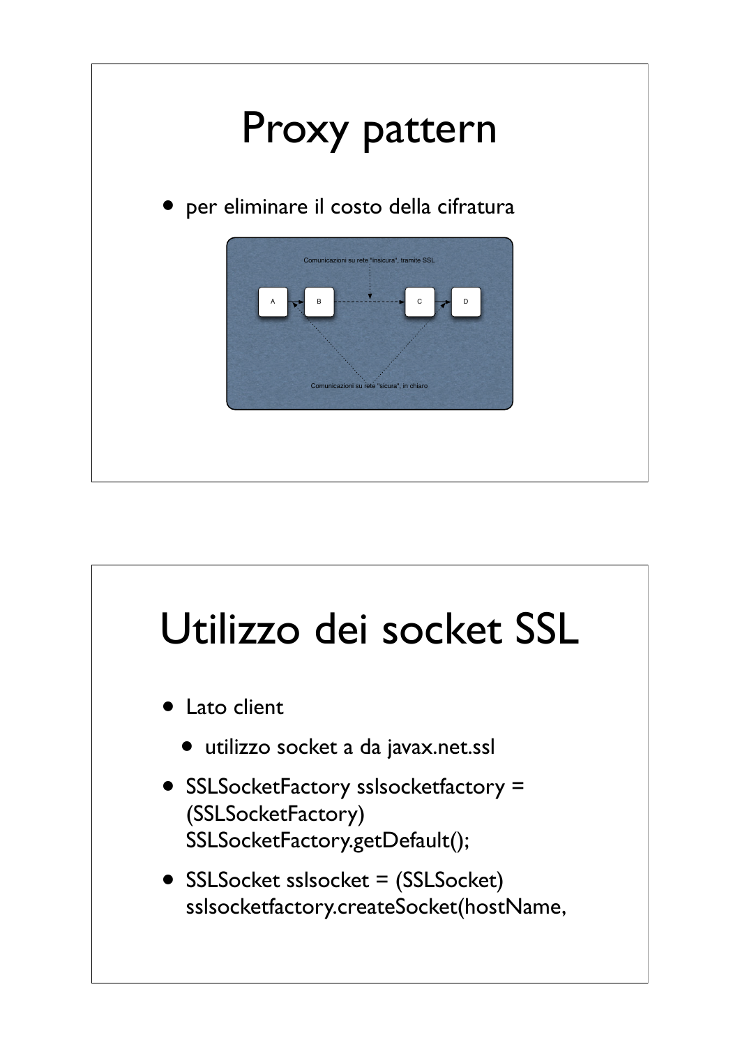# Proxy pattern

- per eliminare il costo della cifratura

Comunicazioni su rete "insicura", tramite SSL

A → B - - - → C → D

Comunicazioni su rete "sicura", in chiaro

# Utilizzo dei socket SSL

- Lato client
  - utilizzo socket a da javax.net.ssl
- SSLSocketFactory sslsocketfactory = (SSLSocketFactory) SSLSocketFactory.getDefault();
- SSLSocket sslsocket = (SSLSocket) sslsocketfactory.createSocket(hostName,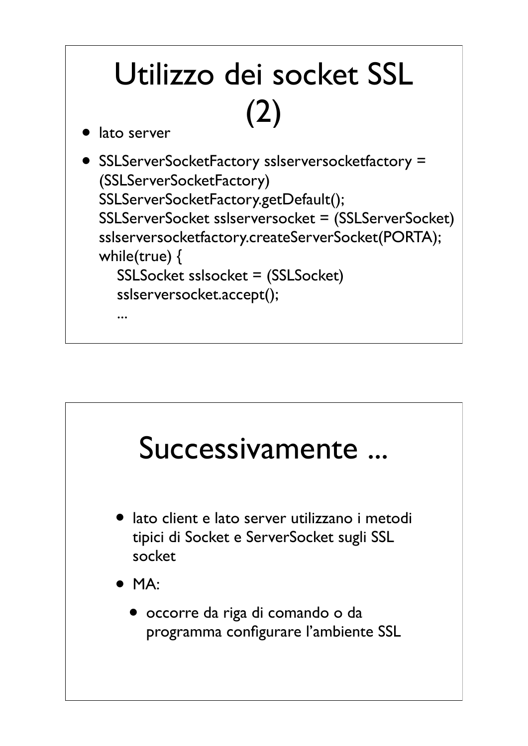# Utilizzo dei socket SSL (2)

- lato server
- SSLServerSocketFactory sslserversocketfactory = (SSLServerSocketFactory) SSLServerSocketFactory.getDefault();  
  SSLServerSocket sslserversocket = (SSLServerSocket) sslserversocketfactory.createServerSocket(PORTA);  
  while(true) {  
      SSLSocket sslsocket = (SSLSocket) sslserversocket.accept();  
      ...

```
SSLServerSocketFactory sslserversocketfactory =
(SSLServerSocketFactory)
SSLServerSocketFactory.getDefault();
SSLServerSocket sslserversocket = (SSLServerSocket)
sslserversocketfactory.createServerSocket(PORTA);
while(true) {
    SSLSocket sslsocket = (SSLSocket)
    sslserversocket.accept();
    ...
```

# Successivamente ...

- lato client e lato server utilizzano i metodi tipici di Socket e ServerSocket sugli SSL socket
- MA:
  - occorre da riga di comando o da programma configurare l'ambiente SSL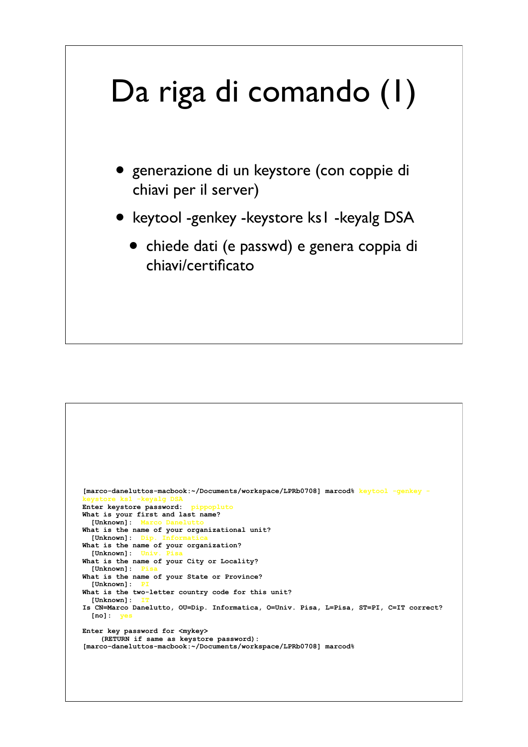# Da riga di comando (1)

- generazione di un keystore (con coppie di chiavi per il server)
- keytool -genkey -keystore ks1 -keyalg DSA
  - chiede dati (e passwd) e genera coppia di chiavi/certificato

```
[marco-daneluttos-macbook:~/Documents/workspace/LPRb0708] marcod% keytool -genkey -keystore ks1 -keyalg DSA
Enter keystore password:  pippopluto
What is your first and last name?
  [Unknown]:  Marco Danelutto
What is the name of your organizational unit?
  [Unknown]:  Dip. Informatica
What is the name of your organization?
  [Unknown]:  Univ. Pisa
What is the name of your City or Locality?
  [Unknown]:  Pisa
What is the name of your State or Province?
  [Unknown]:  PI
What is the two-letter country code for this unit?
  [Unknown]:  IT
Is CN=Marco Danelutto, OU=Dip. Informatica, O=Univ. Pisa, L=Pisa, ST=PI, C=IT correct?
  [no]:  yes

Enter key password for <mykey>
     (RETURN if same as keystore password):
[marco-daneluttos-macbook:~/Documents/workspace/LPRb0708] marcod%
```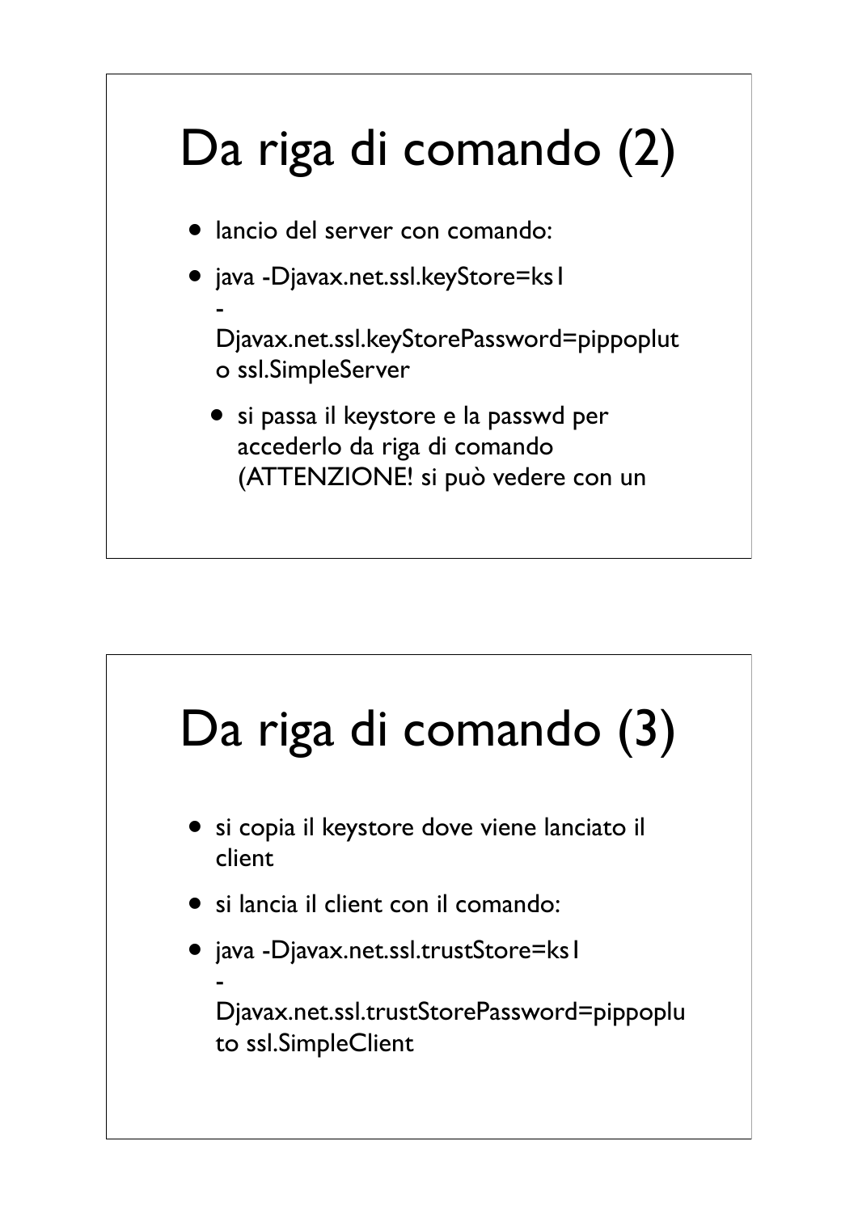# Da riga di comando (2)

- lancio del server con comando:
- java -Djavax.net.ssl.keyStore=ks1 -Djavax.net.ssl.keyStorePassword=pippopluto ssl.SimpleServer
  - si passa il keystore e la passwd per accederlo da riga di comando (ATTENZIONE! si può vedere con un

# Da riga di comando (3)

- si copia il keystore dove viene lanciato il client
- si lancia il client con il comando:
- java -Djavax.net.ssl.trustStore=ks1 -Djavax.net.ssl.trustStorePassword=pippopluto ssl.SimpleClient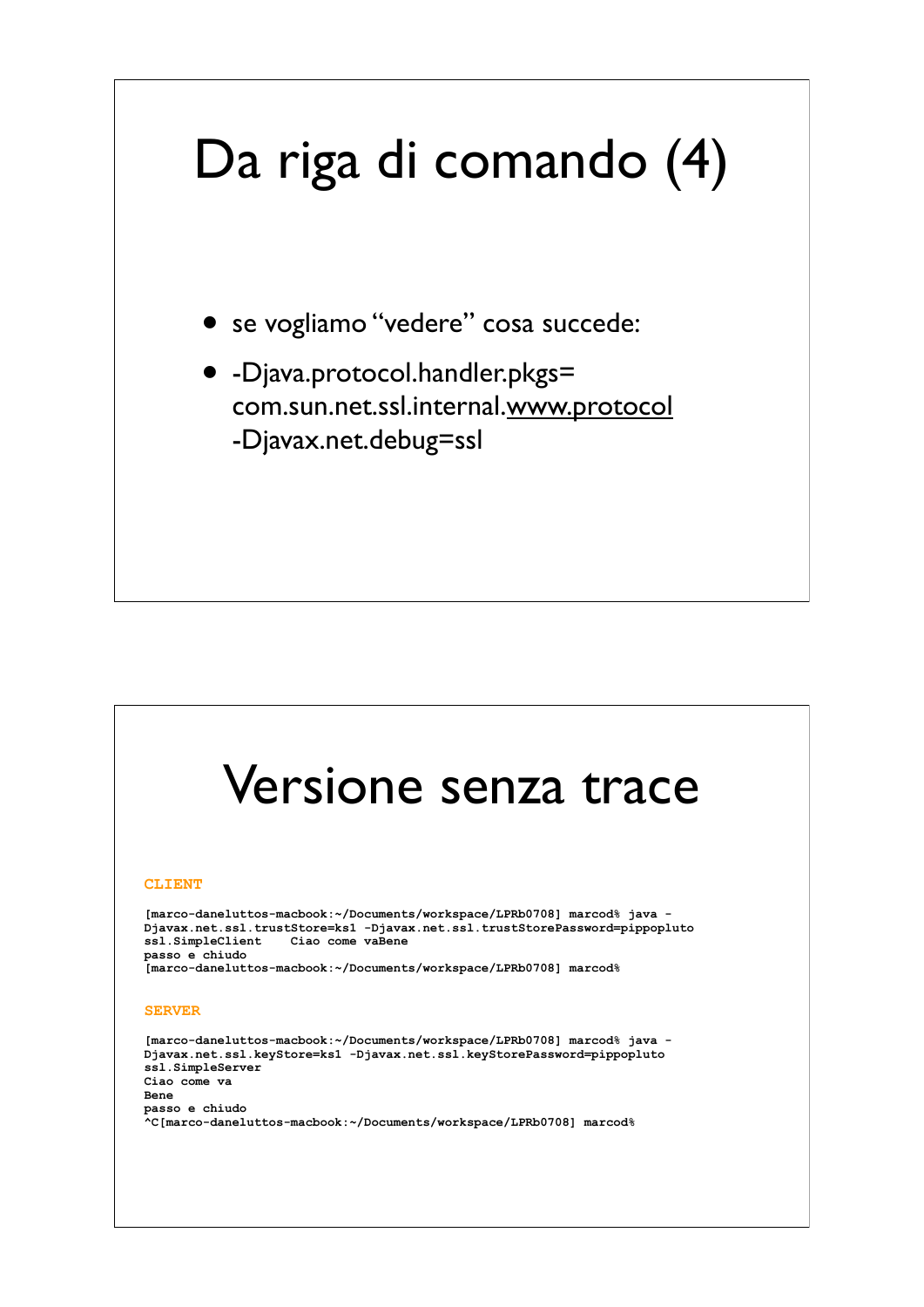# Da riga di comando (4)

- se vogliamo "vedere" cosa succede:
- -Djava.protocol.handler.pkgs= com.sun.net.ssl.internal.www.protocol -Djavax.net.debug=ssl

# Versione senza trace

**CLIENT**

```
[marco-daneluttos-macbook:~/Documents/workspace/LPRb0708] marcod% java -
Djavax.net.ssl.trustStore=ks1 -Djavax.net.ssl.trustStorePassword=pippopluto
ssl.SimpleClient    Ciao come vaBene
passo e chiudo
[marco-daneluttos-macbook:~/Documents/workspace/LPRb0708] marcod%
```

**SERVER**

```
[marco-daneluttos-macbook:~/Documents/workspace/LPRb0708] marcod% java -
Djavax.net.ssl.keyStore=ks1 -Djavax.net.ssl.keyStorePassword=pippopluto
ssl.SimpleServer
Ciao come va
Bene
passo e chiudo
^C[marco-daneluttos-macbook:~/Documents/workspace/LPRb0708] marcod%
```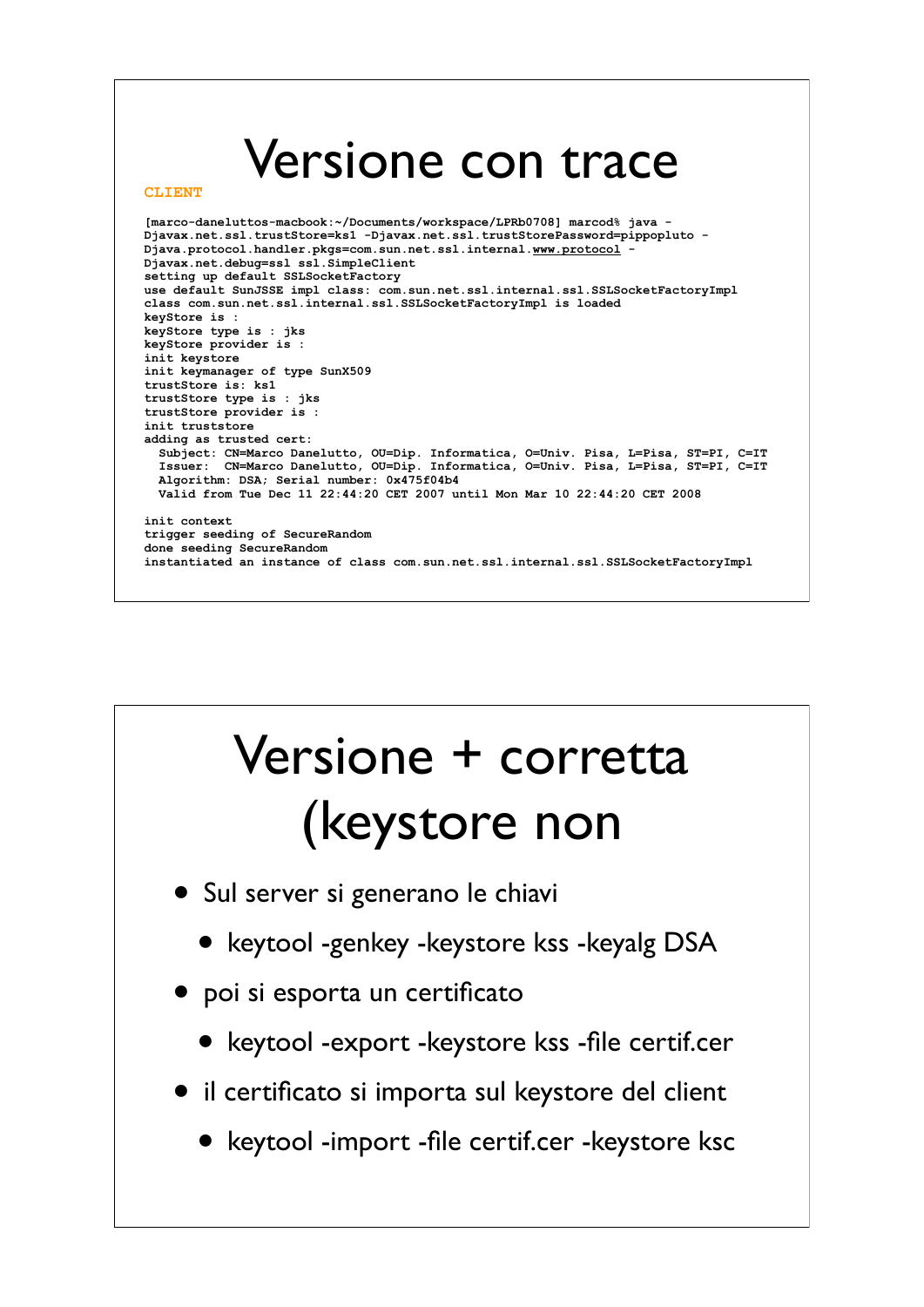# Versione con trace

**CLIENT**

```
[marco-daneluttos-macbook:~/Documents/workspace/LPRb0708] marcod% java -
Djavax.net.ssl.trustStore=ks1 -Djavax.net.ssl.trustStorePassword=pippopluto -
Djava.protocol.handler.pkgs=com.sun.net.ssl.internal.www.protocol -
Djavax.net.debug=ssl ssl.SimpleClient
setting up default SSLSocketFactory
use default SunJSSE impl class: com.sun.net.ssl.internal.ssl.SSLSocketFactoryImpl
class com.sun.net.ssl.internal.ssl.SSLSocketFactoryImpl is loaded
keyStore is :
keyStore type is : jks
keyStore provider is :
init keystore
init keymanager of type SunX509
trustStore is: ks1
trustStore type is : jks
trustStore provider is :
init truststore
adding as trusted cert:
  Subject: CN=Marco Danelutto, OU=Dip. Informatica, O=Univ. Pisa, L=Pisa, ST=PI, C=IT
  Issuer:  CN=Marco Danelutto, OU=Dip. Informatica, O=Univ. Pisa, L=Pisa, ST=PI, C=IT
  Algorithm: DSA; Serial number: 0x475f04b4
  Valid from Tue Dec 11 22:44:20 CET 2007 until Mon Mar 10 22:44:20 CET 2008

init context
trigger seeding of SecureRandom
done seeding SecureRandom
instantiated an instance of class com.sun.net.ssl.internal.ssl.SSLSocketFactoryImpl
```

# Versione + corretta (keystore non

- Sul server si generano le chiavi
  - keytool -genkey -keystore kss -keyalg DSA
- poi si esporta un certificato
  - keytool -export -keystore kss -file certif.cer
- il certificato si importa sul keystore del client
  - keytool -import -file certif.cer -keystore ksc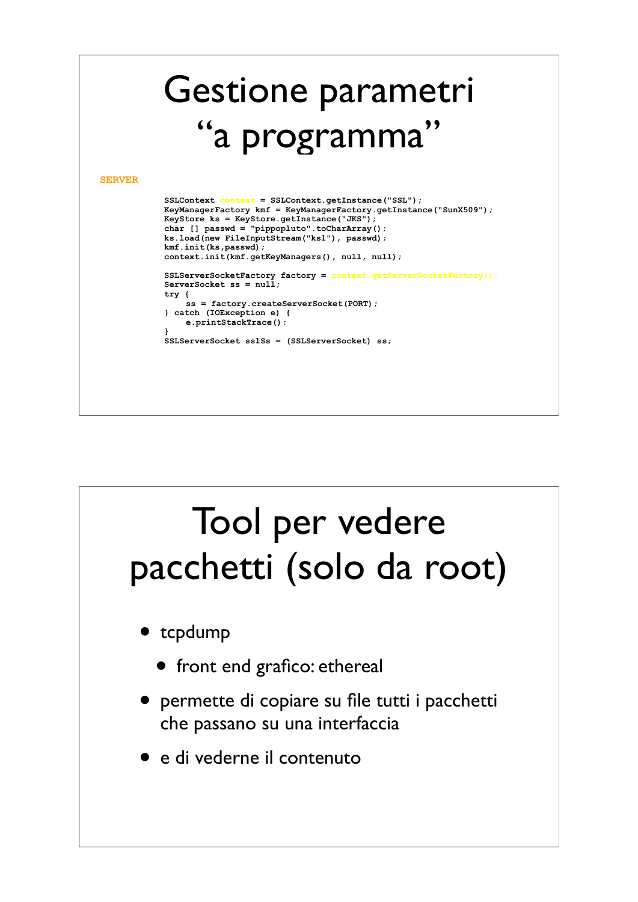# Gestione parametri "a programma"

**SERVER**

```
SSLContext context = SSLContext.getInstance("SSL");
KeyManagerFactory kmf = KeyManagerFactory.getInstance("SunX509");
KeyStore ks = KeyStore.getInstance("JKS");
char [] passwd = "pippopluto".toCharArray();
ks.load(new FileInputStream("ks1"), passwd);
kmf.init(ks,passwd);
context.init(kmf.getKeyManagers(), null, null);

SSLServerSocketFactory factory = context.getServerSocketFactory();
ServerSocket ss = null;
try {
    ss = factory.createServerSocket(PORT);
} catch (IOException e) {
    e.printStackTrace();
}
SSLServerSocket sslSs = (SSLServerSocket) ss;
```

# Tool per vedere pacchetti (solo da root)

- tcpdump
  - front end grafico: ethereal
- permette di copiare su file tutti i pacchetti che passano su una interfaccia
- e di vederne il contenuto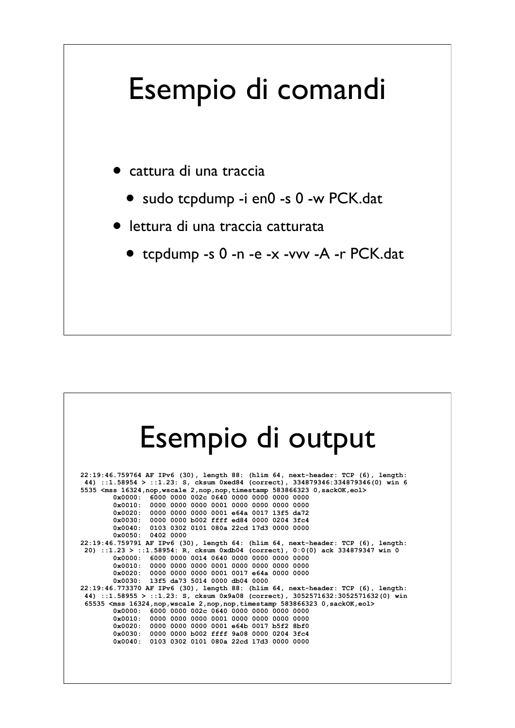# Esempio di comandi

- cattura di una traccia
  - sudo tcpdump -i en0 -s 0 -w PCK.dat
- lettura di una traccia catturata
  - tcpdump -s 0 -n -e -x -vvv -A -r PCK.dat

# Esempio di output

```
22:19:46.759764 AF IPv6 (30), length 88: (hlim 64, next-header: TCP (6), length:
 44) ::1.58954 > ::1.23: S, cksum 0xed84 (correct), 334879346:334879346(0) win 6
5535 <mss 16324,nop,wscale 2,nop,nop,timestamp 583866323 0,sackOK,eol>
        0x0000:  6000 0000 002c 0640 0000 0000 0000 0000
        0x0010:  0000 0000 0000 0001 0000 0000 0000 0000
        0x0020:  0000 0000 0000 0001 e64a 0017 13f5 da72
        0x0030:  0000 0000 b002 ffff ed84 0000 0204 3fc4
        0x0040:  0103 0302 0101 080a 22cd 17d3 0000 0000
        0x0050:  0402 0000
22:19:46.759791 AF IPv6 (30), length 64: (hlim 64, next-header: TCP (6), length:
 20) ::1.23 > ::1.58954: R, cksum 0xdb04 (correct), 0:0(0) ack 334879347 win 0
        0x0000:  6000 0000 0014 0640 0000 0000 0000 0000
        0x0010:  0000 0000 0000 0001 0000 0000 0000 0000
        0x0020:  0000 0000 0000 0001 0017 e64a 0000 0000
        0x0030:  13f5 da73 5014 0000 db04 0000
22:19:46.773370 AF IPv6 (30), length 88: (hlim 64, next-header: TCP (6), length:
 44) ::1.58955 > ::1.23: S, cksum 0x9a08 (correct), 3052571632:3052571632(0) win
 65535 <mss 16324,nop,wscale 2,nop,nop,timestamp 583866323 0,sackOK,eol>
        0x0000:  6000 0000 002c 0640 0000 0000 0000 0000
        0x0010:  0000 0000 0000 0001 0000 0000 0000 0000
        0x0020:  0000 0000 0000 0001 e64b 0017 b5f2 8bf0
        0x0030:  0000 0000 b002 ffff 9a08 0000 0204 3fc4
        0x0040:  0103 0302 0101 080a 22cd 17d3 0000 0000
```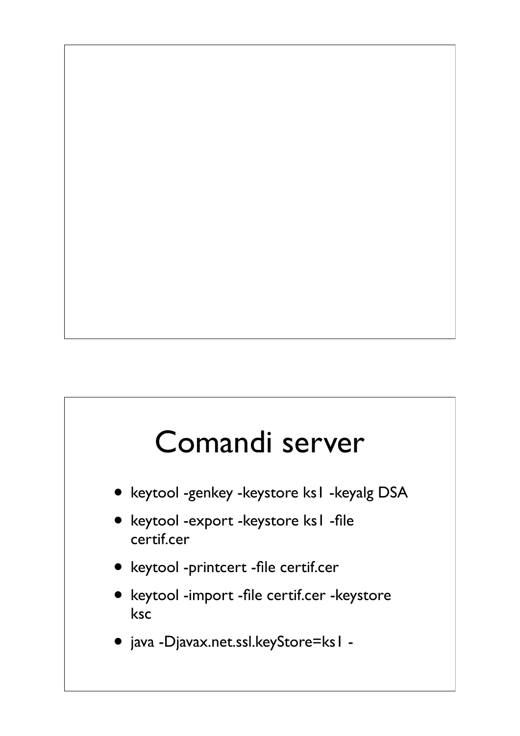# Comandi server

- keytool -genkey -keystore ks1 -keyalg DSA
- keytool -export -keystore ks1 -file certif.cer
- keytool -printcert -file certif.cer
- keytool -import -file certif.cer -keystore ksc
- java -Djavax.net.ssl.keyStore=ks1 -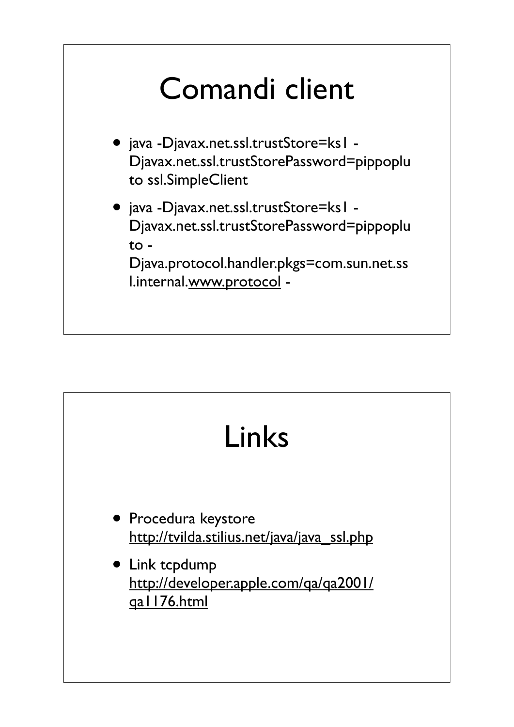# Comandi client

- java -Djavax.net.ssl.trustStore=ks1 -Djavax.net.ssl.trustStorePassword=pippopluto ssl.SimpleClient
- java -Djavax.net.ssl.trustStore=ks1 -Djavax.net.ssl.trustStorePassword=pippopluto -Djava.protocol.handler.pkgs=com.sun.net.ssl.internal.www.protocol -

# Links

- Procedura keystore http://tvilda.stilius.net/java/java_ssl.php
- Link tcpdump http://developer.apple.com/qa/qa2001/qa1176.html